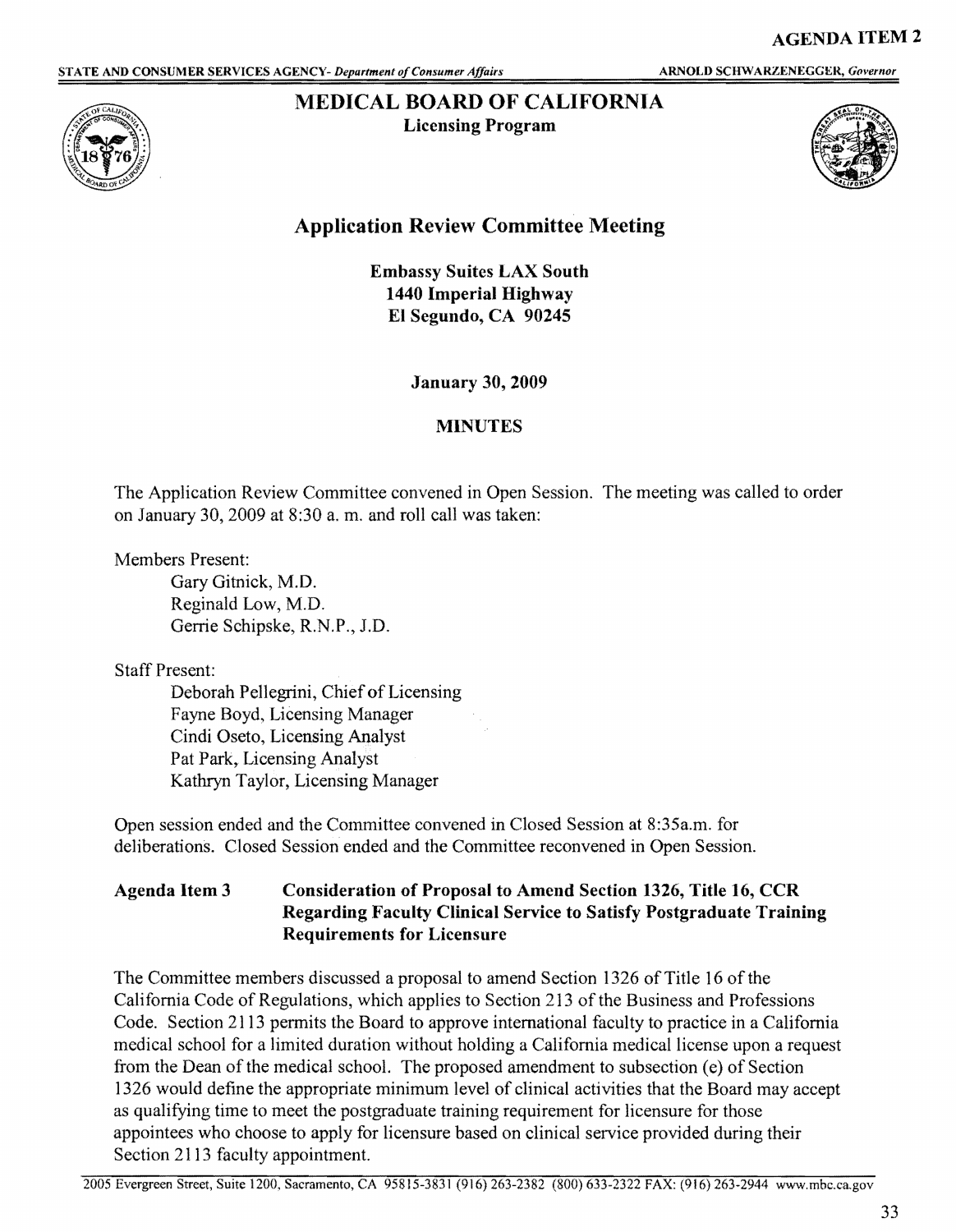**AGENDA ITEM 2**

STATE AND CONSUMER SERVICES AGENCY- *Department of Consumer Affairs* ARNOLD SCHWARZENEGGER, *Governor*

# MEDICAL BOARD OF CALIFORNIA

**Licensing Program**

## Application Review Committee Meeting

**Embassy Suites LAX South**
**1440 Imperial Highway**
**El Segundo, CA 90245**

**January 30, 2009**

**MINUTES**

The Application Review Committee convened in Open Session. The meeting was called to order on January 30, 2009 at 8:30 a. m. and roll call was taken:

Members Present:
- Gary Gitnick, M.D.
- Reginald Low, M.D.
- Gerrie Schipske, R.N.P., J.D.

Staff Present:
- Deborah Pellegrini, Chief of Licensing
- Fayne Boyd, Licensing Manager
- Cindi Oseto, Licensing Analyst
- Pat Park, Licensing Analyst
- Kathryn Taylor, Licensing Manager

Open session ended and the Committee convened in Closed Session at 8:35a.m. for deliberations. Closed Session ended and the Committee reconvened in Open Session.

**Agenda Item 3 Consideration of Proposal to Amend Section 1326, Title 16, CCR Regarding Faculty Clinical Service to Satisfy Postgraduate Training Requirements for Licensure**

The Committee members discussed a proposal to amend Section 1326 of Title 16 of the California Code of Regulations, which applies to Section 213 of the Business and Professions Code. Section 2113 permits the Board to approve international faculty to practice in a California medical school for a limited duration without holding a California medical license upon a request from the Dean of the medical school. The proposed amendment to subsection (e) of Section 1326 would define the appropriate minimum level of clinical activities that the Board may accept as qualifying time to meet the postgraduate training requirement for licensure for those appointees who choose to apply for licensure based on clinical service provided during their Section 2113 faculty appointment.

2005 Evergreen Street, Suite 1200, Sacramento, CA 95815-3831 (916) 263-2382 (800) 633-2322 FAX: (916) 263-2944 www.mbc.ca.gov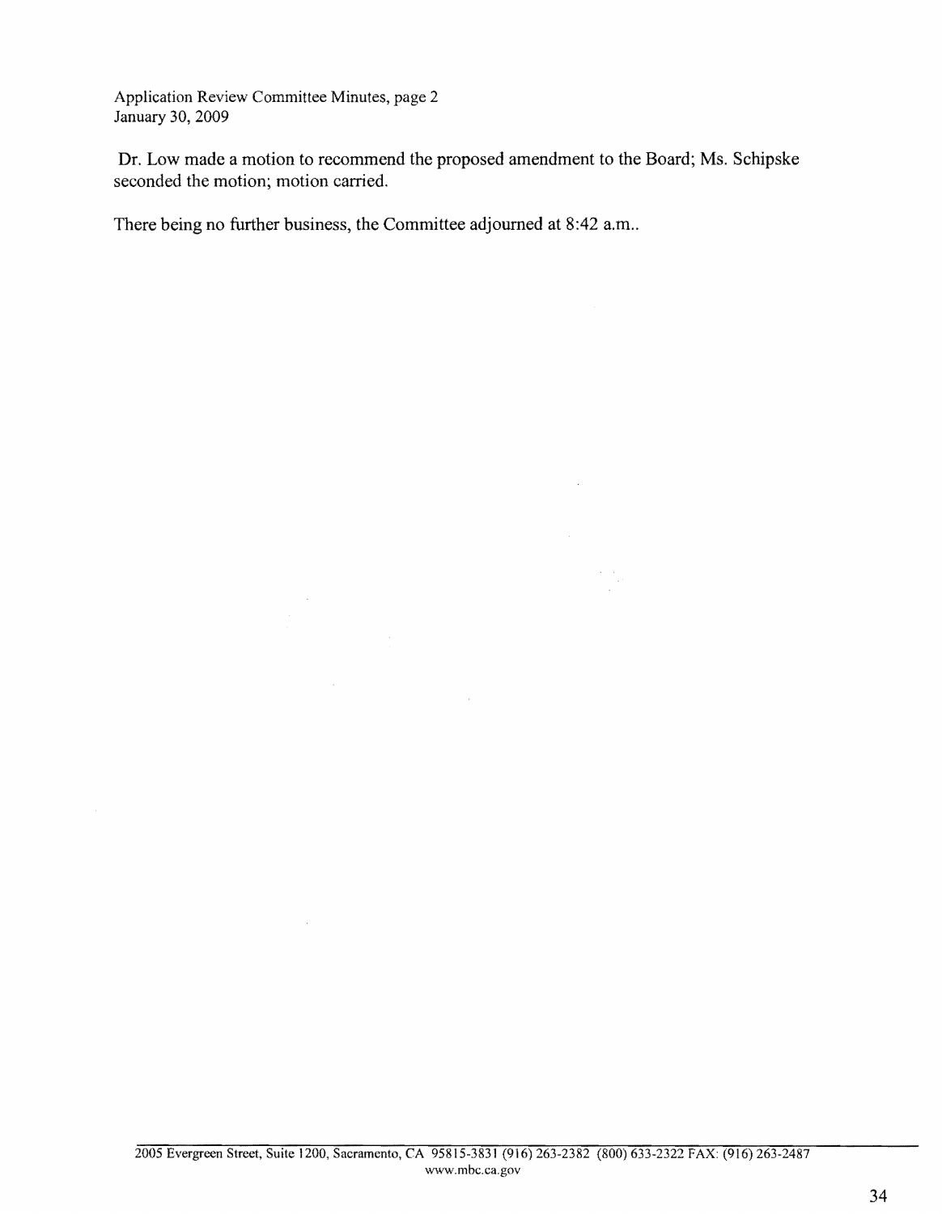Dr. Low made a motion to recommend the proposed amendment to the Board; Ms. Schipske seconded the motion; motion carried.

There being no further business, the Committee adjourned at 8:42 a.m..